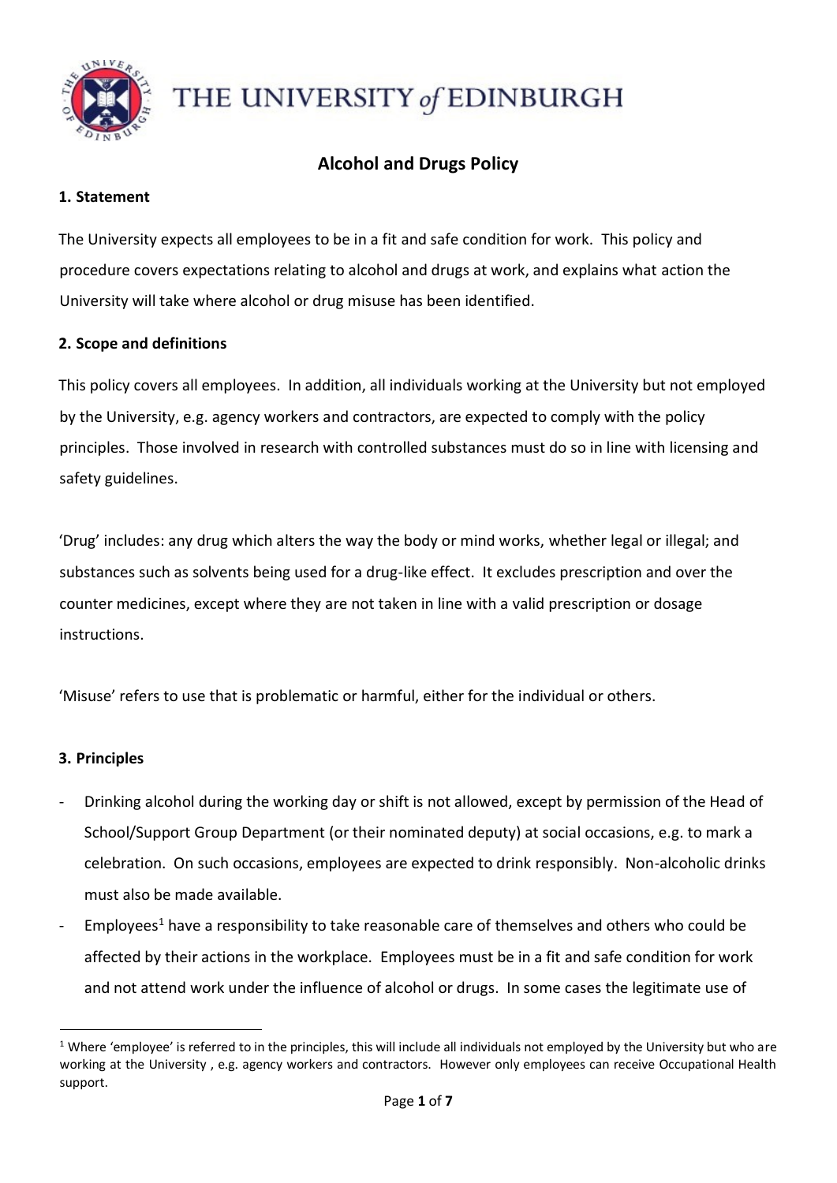THE UNIVERSITY of EDINBURGH

# Alcohol and Drugs Policy

## 1. Statement

The University expects all employees to be in a fit and safe condition for work. This policy and procedure covers expectations relating to alcohol and drugs at work, and explains what action the University will take where alcohol or drug misuse has been identified.

## 2. Scope and definitions

This policy covers all employees. In addition, all individuals working at the University but not employed by the University, e.g. agency workers and contractors, are expected to comply with the policy principles. Those involved in research with controlled substances must do so in line with licensing and safety guidelines.

'Drug' includes: any drug which alters the way the body or mind works, whether legal or illegal; and substances such as solvents being used for a drug-like effect. It excludes prescription and over the counter medicines, except where they are not taken in line with a valid prescription or dosage instructions.

'Misuse' refers to use that is problematic or harmful, either for the individual or others.

## 3. Principles

- Drinking alcohol during the working day or shift is not allowed, except by permission of the Head of School/Support Group Department (or their nominated deputy) at social occasions, e.g. to mark a celebration. On such occasions, employees are expected to drink responsibly. Non-alcoholic drinks must also be made available.
- Employees[1] have a responsibility to take reasonable care of themselves and others who could be affected by their actions in the workplace. Employees must be in a fit and safe condition for work and not attend work under the influence of alcohol or drugs. In some cases the legitimate use of

[1] Where 'employee' is referred to in the principles, this will include all individuals not employed by the University but who are working at the University , e.g. agency workers and contractors. However only employees can receive Occupational Health support.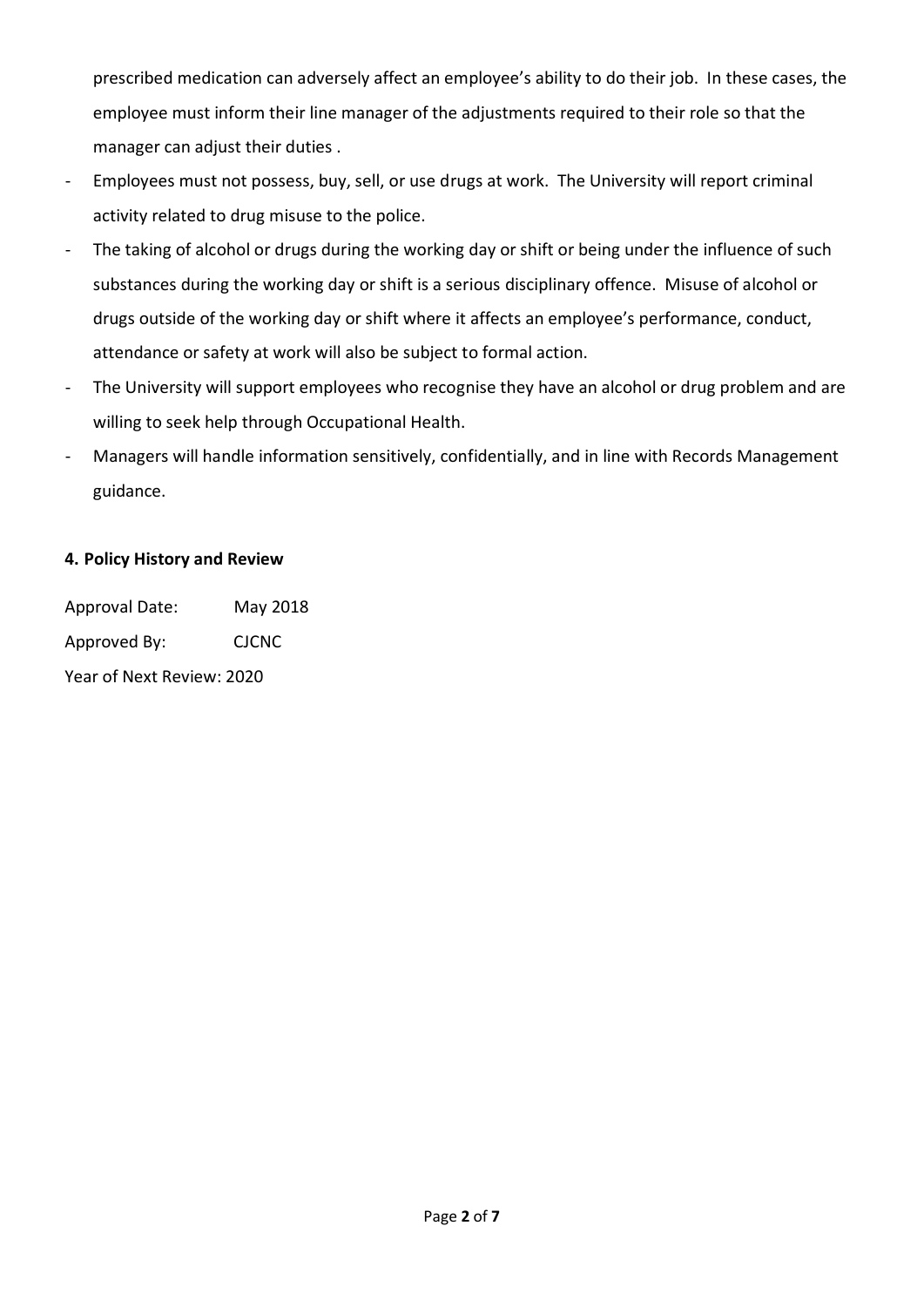prescribed medication can adversely affect an employee's ability to do their job. In these cases, the employee must inform their line manager of the adjustments required to their role so that the manager can adjust their duties .

- Employees must not possess, buy, sell, or use drugs at work. The University will report criminal activity related to drug misuse to the police.
- The taking of alcohol or drugs during the working day or shift or being under the influence of such substances during the working day or shift is a serious disciplinary offence. Misuse of alcohol or drugs outside of the working day or shift where it affects an employee's performance, conduct, attendance or safety at work will also be subject to formal action.
- The University will support employees who recognise they have an alcohol or drug problem and are willing to seek help through Occupational Health.
- Managers will handle information sensitively, confidentially, and in line with Records Management guidance.

**4. Policy History and Review**

Approval Date: May 2018

Approved By: CJCNC

Year of Next Review: 2020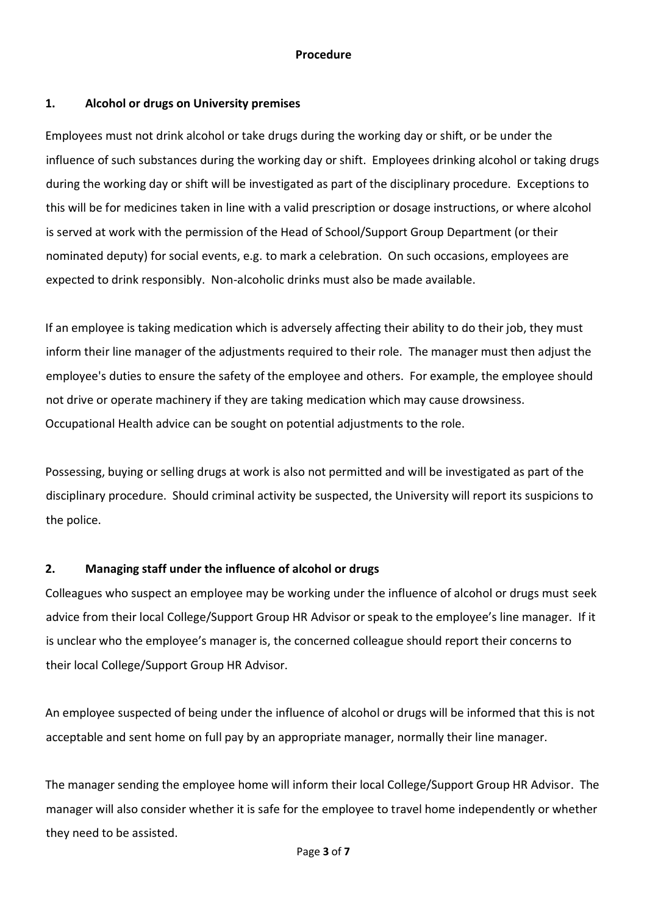## Procedure

### 1. Alcohol or drugs on University premises

Employees must not drink alcohol or take drugs during the working day or shift, or be under the influence of such substances during the working day or shift. Employees drinking alcohol or taking drugs during the working day or shift will be investigated as part of the disciplinary procedure. Exceptions to this will be for medicines taken in line with a valid prescription or dosage instructions, or where alcohol is served at work with the permission of the Head of School/Support Group Department (or their nominated deputy) for social events, e.g. to mark a celebration. On such occasions, employees are expected to drink responsibly. Non-alcoholic drinks must also be made available.

If an employee is taking medication which is adversely affecting their ability to do their job, they must inform their line manager of the adjustments required to their role. The manager must then adjust the employee's duties to ensure the safety of the employee and others. For example, the employee should not drive or operate machinery if they are taking medication which may cause drowsiness. Occupational Health advice can be sought on potential adjustments to the role.

Possessing, buying or selling drugs at work is also not permitted and will be investigated as part of the disciplinary procedure. Should criminal activity be suspected, the University will report its suspicions to the police.

### 2. Managing staff under the influence of alcohol or drugs

Colleagues who suspect an employee may be working under the influence of alcohol or drugs must seek advice from their local College/Support Group HR Advisor or speak to the employee's line manager. If it is unclear who the employee's manager is, the concerned colleague should report their concerns to their local College/Support Group HR Advisor.

An employee suspected of being under the influence of alcohol or drugs will be informed that this is not acceptable and sent home on full pay by an appropriate manager, normally their line manager.

The manager sending the employee home will inform their local College/Support Group HR Advisor. The manager will also consider whether it is safe for the employee to travel home independently or whether they need to be assisted.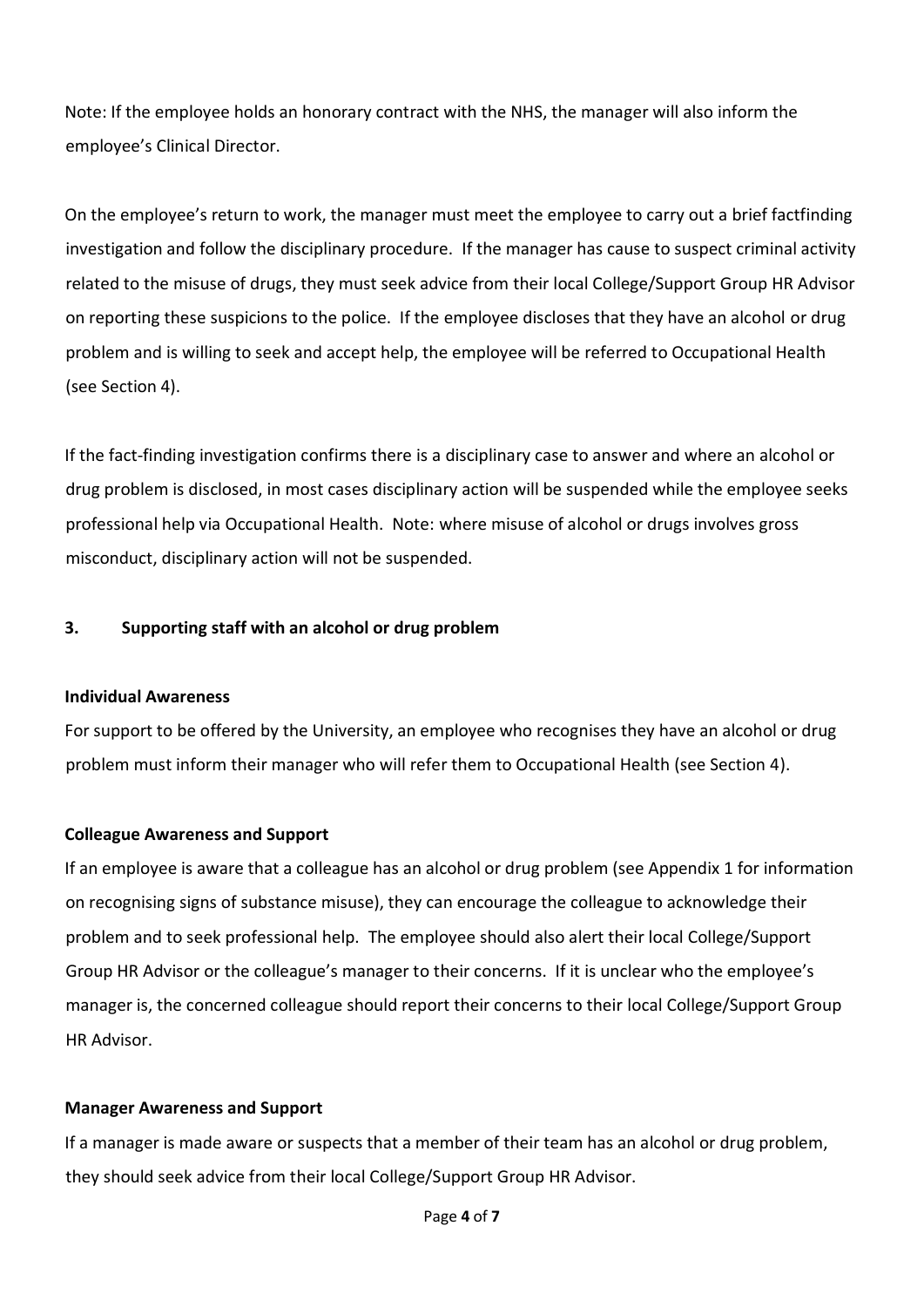Note: If the employee holds an honorary contract with the NHS, the manager will also inform the employee's Clinical Director.

On the employee's return to work, the manager must meet the employee to carry out a brief factfinding investigation and follow the disciplinary procedure. If the manager has cause to suspect criminal activity related to the misuse of drugs, they must seek advice from their local College/Support Group HR Advisor on reporting these suspicions to the police. If the employee discloses that they have an alcohol or drug problem and is willing to seek and accept help, the employee will be referred to Occupational Health (see Section 4).

If the fact-finding investigation confirms there is a disciplinary case to answer and where an alcohol or drug problem is disclosed, in most cases disciplinary action will be suspended while the employee seeks professional help via Occupational Health. Note: where misuse of alcohol or drugs involves gross misconduct, disciplinary action will not be suspended.

## 3. Supporting staff with an alcohol or drug problem

**Individual Awareness**

For support to be offered by the University, an employee who recognises they have an alcohol or drug problem must inform their manager who will refer them to Occupational Health (see Section 4).

**Colleague Awareness and Support**

If an employee is aware that a colleague has an alcohol or drug problem (see Appendix 1 for information on recognising signs of substance misuse), they can encourage the colleague to acknowledge their problem and to seek professional help. The employee should also alert their local College/Support Group HR Advisor or the colleague's manager to their concerns. If it is unclear who the employee's manager is, the concerned colleague should report their concerns to their local College/Support Group HR Advisor.

**Manager Awareness and Support**

If a manager is made aware or suspects that a member of their team has an alcohol or drug problem, they should seek advice from their local College/Support Group HR Advisor.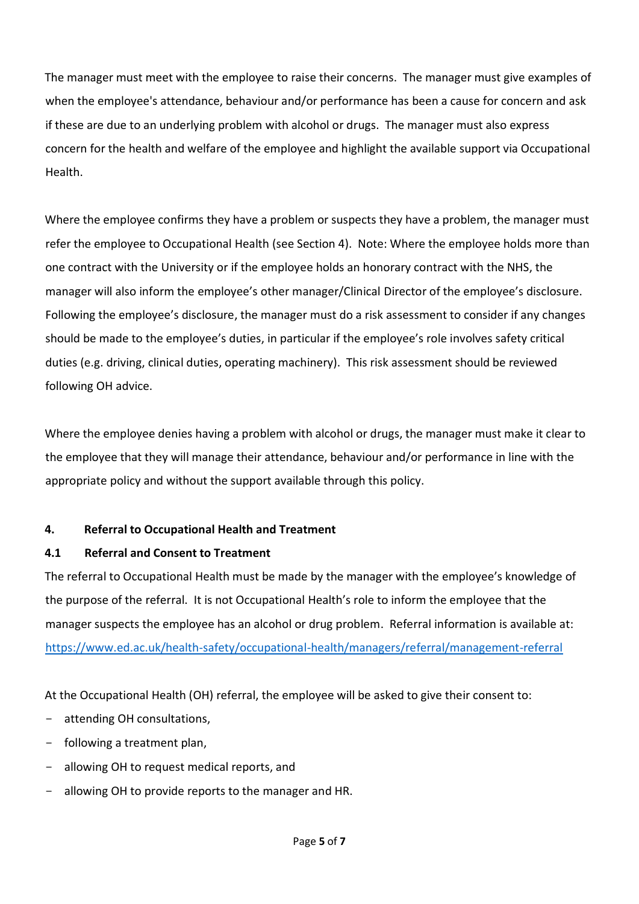The manager must meet with the employee to raise their concerns. The manager must give examples of when the employee's attendance, behaviour and/or performance has been a cause for concern and ask if these are due to an underlying problem with alcohol or drugs. The manager must also express concern for the health and welfare of the employee and highlight the available support via Occupational Health.

Where the employee confirms they have a problem or suspects they have a problem, the manager must refer the employee to Occupational Health (see Section 4). Note: Where the employee holds more than one contract with the University or if the employee holds an honorary contract with the NHS, the manager will also inform the employee's other manager/Clinical Director of the employee's disclosure. Following the employee's disclosure, the manager must do a risk assessment to consider if any changes should be made to the employee's duties, in particular if the employee's role involves safety critical duties (e.g. driving, clinical duties, operating machinery). This risk assessment should be reviewed following OH advice.

Where the employee denies having a problem with alcohol or drugs, the manager must make it clear to the employee that they will manage their attendance, behaviour and/or performance in line with the appropriate policy and without the support available through this policy.

## 4. Referral to Occupational Health and Treatment

### 4.1 Referral and Consent to Treatment

The referral to Occupational Health must be made by the manager with the employee's knowledge of the purpose of the referral. It is not Occupational Health's role to inform the employee that the manager suspects the employee has an alcohol or drug problem. Referral information is available at: [https://www.ed.ac.uk/health-safety/occupational-health/managers/referral/management-referral](https://www.ed.ac.uk/health-safety/occupational-health/managers/referral/management-referral)

At the Occupational Health (OH) referral, the employee will be asked to give their consent to:

- attending OH consultations,
- following a treatment plan,
- allowing OH to request medical reports, and
- allowing OH to provide reports to the manager and HR.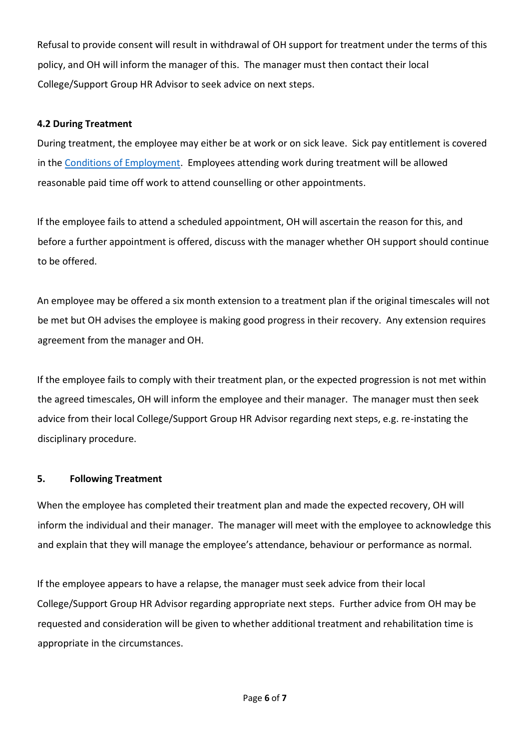Refusal to provide consent will result in withdrawal of OH support for treatment under the terms of this policy, and OH will inform the manager of this. The manager must then contact their local College/Support Group HR Advisor to seek advice on next steps.

### 4.2 During Treatment

During treatment, the employee may either be at work or on sick leave. Sick pay entitlement is covered in the Conditions of Employment. Employees attending work during treatment will be allowed reasonable paid time off work to attend counselling or other appointments.

If the employee fails to attend a scheduled appointment, OH will ascertain the reason for this, and before a further appointment is offered, discuss with the manager whether OH support should continue to be offered.

An employee may be offered a six month extension to a treatment plan if the original timescales will not be met but OH advises the employee is making good progress in their recovery. Any extension requires agreement from the manager and OH.

If the employee fails to comply with their treatment plan, or the expected progression is not met within the agreed timescales, OH will inform the employee and their manager. The manager must then seek advice from their local College/Support Group HR Advisor regarding next steps, e.g. re-instating the disciplinary procedure.

## 5. Following Treatment

When the employee has completed their treatment plan and made the expected recovery, OH will inform the individual and their manager. The manager will meet with the employee to acknowledge this and explain that they will manage the employee's attendance, behaviour or performance as normal.

If the employee appears to have a relapse, the manager must seek advice from their local College/Support Group HR Advisor regarding appropriate next steps. Further advice from OH may be requested and consideration will be given to whether additional treatment and rehabilitation time is appropriate in the circumstances.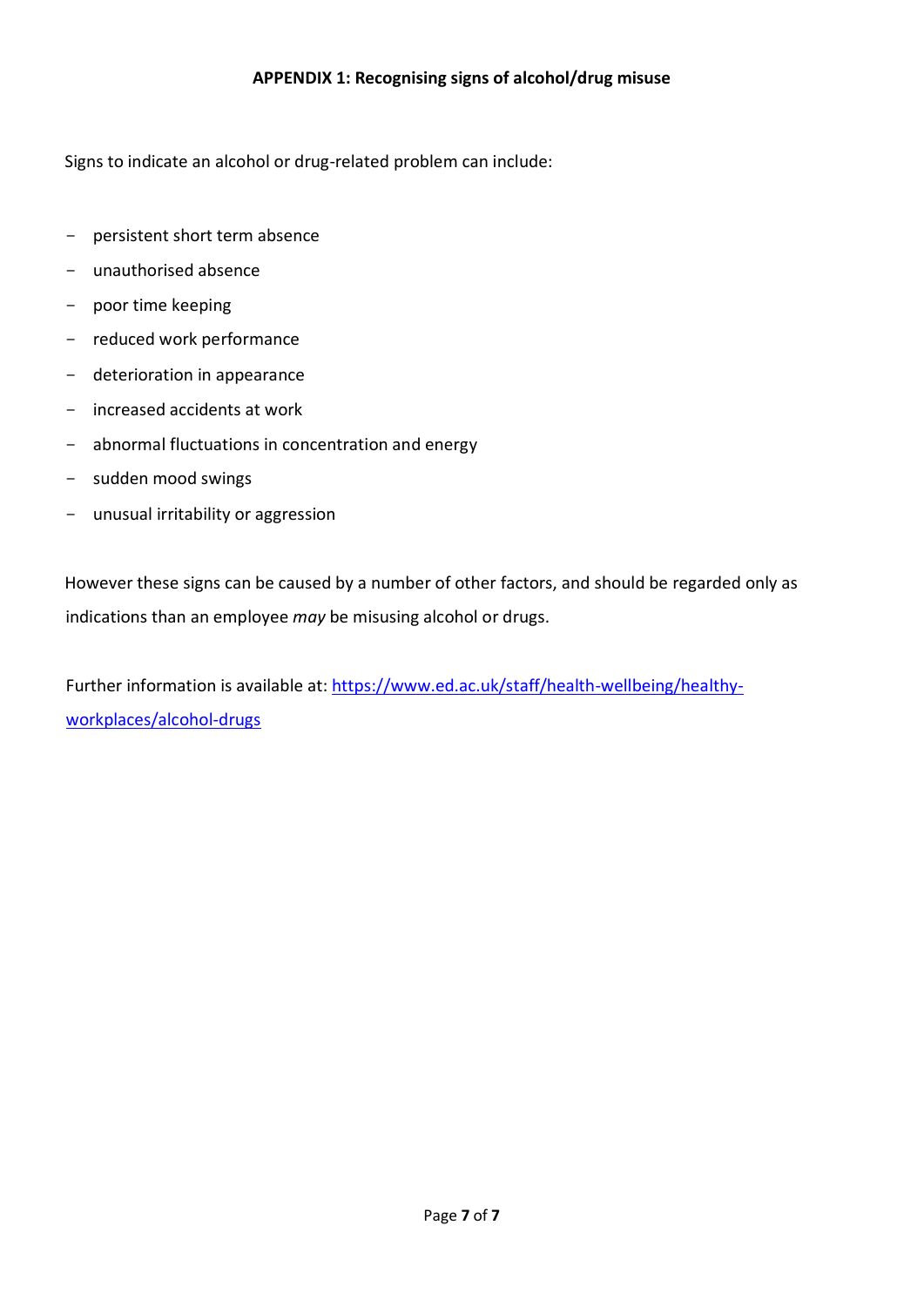**APPENDIX 1: Recognising signs of alcohol/drug misuse**

Signs to indicate an alcohol or drug-related problem can include:

- persistent short term absence
- unauthorised absence
- poor time keeping
- reduced work performance
- deterioration in appearance
- increased accidents at work
- abnormal fluctuations in concentration and energy
- sudden mood swings
- unusual irritability or aggression

However these signs can be caused by a number of other factors, and should be regarded only as indications than an employee *may* be misusing alcohol or drugs.

Further information is available at: [https://www.ed.ac.uk/staff/health-wellbeing/healthy-workplaces/alcohol-drugs](https://www.ed.ac.uk/staff/health-wellbeing/healthy-workplaces/alcohol-drugs)